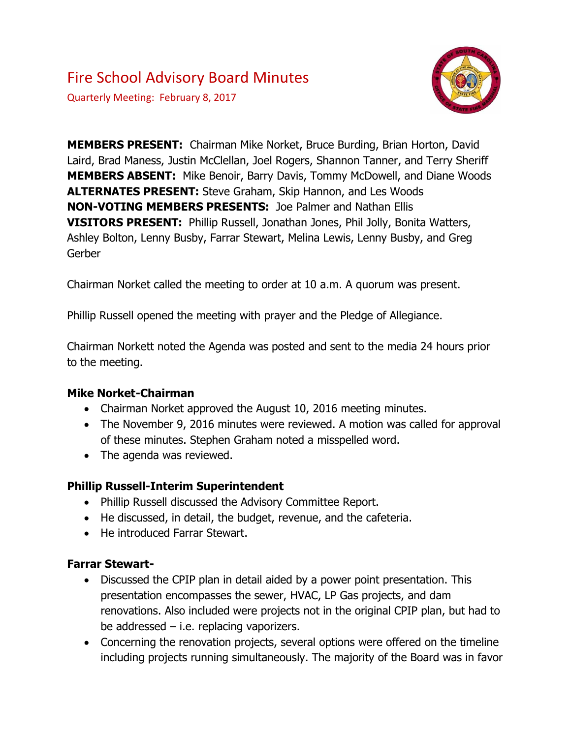# Fire School Advisory Board Minutes

Quarterly Meeting: February 8, 2017

**MEMBERS PRESENT:** Chairman Mike Norket, Bruce Burding, Brian Horton, David Laird, Brad Maness, Justin McClellan, Joel Rogers, Shannon Tanner, and Terry Sheriff
**MEMBERS ABSENT:** Mike Benoir, Barry Davis, Tommy McDowell, and Diane Woods
**ALTERNATES PRESENT:** Steve Graham, Skip Hannon, and Les Woods
**NON-VOTING MEMBERS PRESENTS:** Joe Palmer and Nathan Ellis
**VISITORS PRESENT:** Phillip Russell, Jonathan Jones, Phil Jolly, Bonita Watters, Ashley Bolton, Lenny Busby, Farrar Stewart, Melina Lewis, Lenny Busby, and Greg Gerber

Chairman Norket called the meeting to order at 10 a.m. A quorum was present.

Phillip Russell opened the meeting with prayer and the Pledge of Allegiance.

Chairman Norkett noted the Agenda was posted and sent to the media 24 hours prior to the meeting.

### Mike Norket-Chairman

- Chairman Norket approved the August 10, 2016 meeting minutes.
- The November 9, 2016 minutes were reviewed. A motion was called for approval of these minutes. Stephen Graham noted a misspelled word.
- The agenda was reviewed.

### Phillip Russell-Interim Superintendent

- Phillip Russell discussed the Advisory Committee Report.
- He discussed, in detail, the budget, revenue, and the cafeteria.
- He introduced Farrar Stewart.

### Farrar Stewart-

- Discussed the CPIP plan in detail aided by a power point presentation. This presentation encompasses the sewer, HVAC, LP Gas projects, and dam renovations. Also included were projects not in the original CPIP plan, but had to be addressed – i.e. replacing vaporizers.
- Concerning the renovation projects, several options were offered on the timeline including projects running simultaneously. The majority of the Board was in favor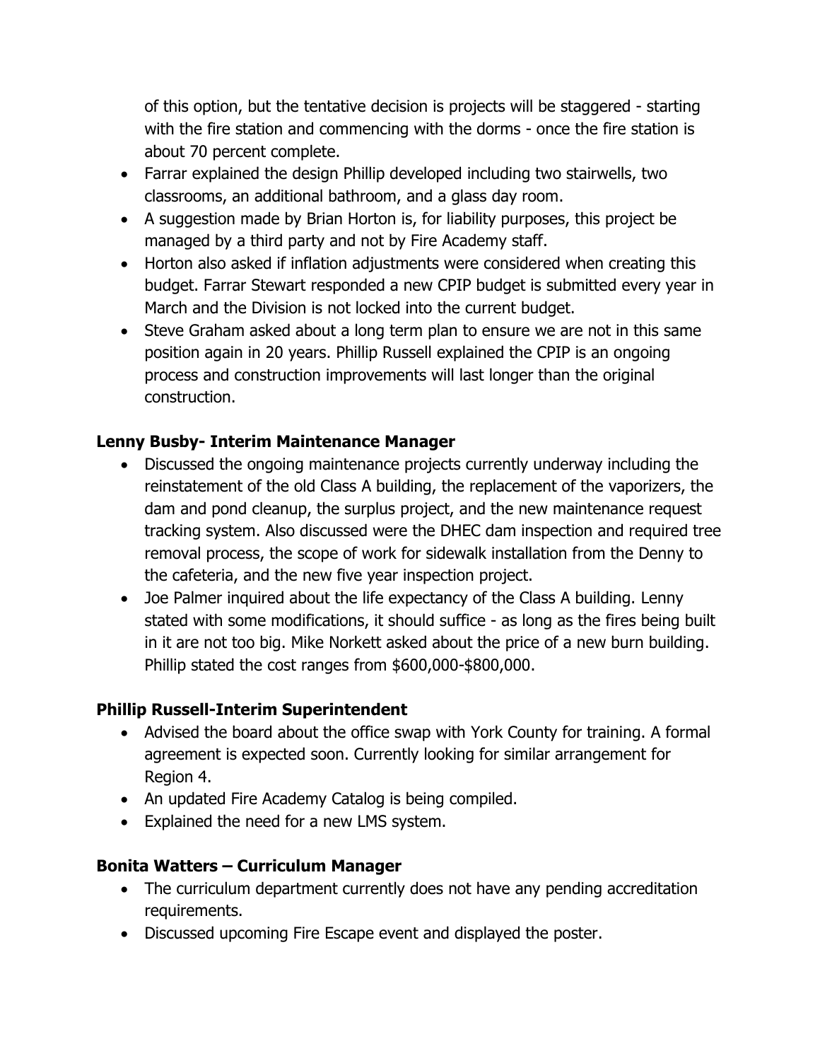of this option, but the tentative decision is projects will be staggered - starting with the fire station and commencing with the dorms - once the fire station is about 70 percent complete.

- Farrar explained the design Phillip developed including two stairwells, two classrooms, an additional bathroom, and a glass day room.
- A suggestion made by Brian Horton is, for liability purposes, this project be managed by a third party and not by Fire Academy staff.
- Horton also asked if inflation adjustments were considered when creating this budget. Farrar Stewart responded a new CPIP budget is submitted every year in March and the Division is not locked into the current budget.
- Steve Graham asked about a long term plan to ensure we are not in this same position again in 20 years. Phillip Russell explained the CPIP is an ongoing process and construction improvements will last longer than the original construction.

**Lenny Busby- Interim Maintenance Manager**

- Discussed the ongoing maintenance projects currently underway including the reinstatement of the old Class A building, the replacement of the vaporizers, the dam and pond cleanup, the surplus project, and the new maintenance request tracking system. Also discussed were the DHEC dam inspection and required tree removal process, the scope of work for sidewalk installation from the Denny to the cafeteria, and the new five year inspection project.
- Joe Palmer inquired about the life expectancy of the Class A building. Lenny stated with some modifications, it should suffice - as long as the fires being built in it are not too big. Mike Norkett asked about the price of a new burn building. Phillip stated the cost ranges from $600,000-$800,000.

**Phillip Russell-Interim Superintendent**

- Advised the board about the office swap with York County for training. A formal agreement is expected soon. Currently looking for similar arrangement for Region 4.
- An updated Fire Academy Catalog is being compiled.
- Explained the need for a new LMS system.

**Bonita Watters – Curriculum Manager**

- The curriculum department currently does not have any pending accreditation requirements.
- Discussed upcoming Fire Escape event and displayed the poster.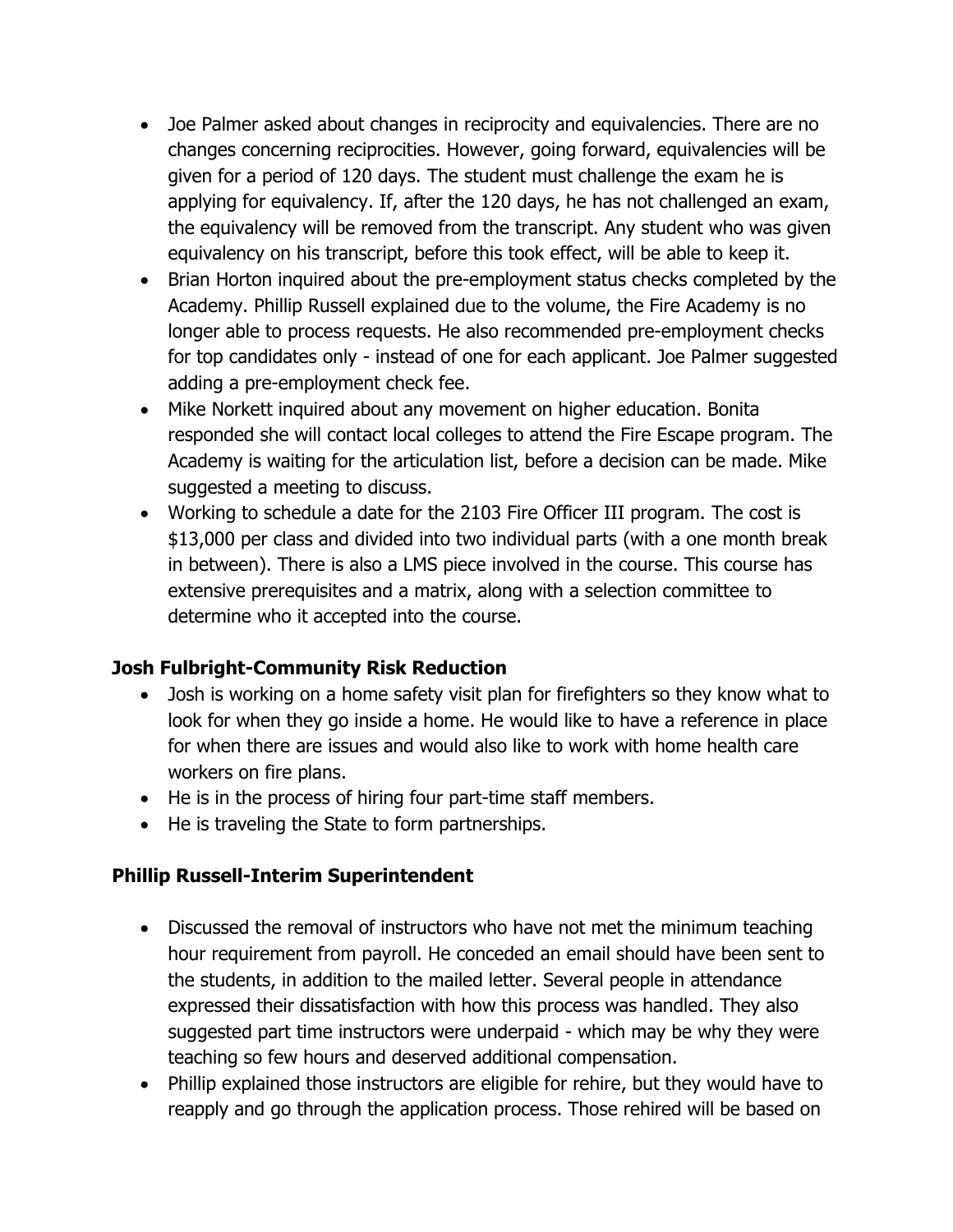- Joe Palmer asked about changes in reciprocity and equivalencies. There are no changes concerning reciprocities. However, going forward, equivalencies will be given for a period of 120 days. The student must challenge the exam he is applying for equivalency. If, after the 120 days, he has not challenged an exam, the equivalency will be removed from the transcript. Any student who was given equivalency on his transcript, before this took effect, will be able to keep it.
- Brian Horton inquired about the pre-employment status checks completed by the Academy. Phillip Russell explained due to the volume, the Fire Academy is no longer able to process requests. He also recommended pre-employment checks for top candidates only - instead of one for each applicant. Joe Palmer suggested adding a pre-employment check fee.
- Mike Norkett inquired about any movement on higher education. Bonita responded she will contact local colleges to attend the Fire Escape program. The Academy is waiting for the articulation list, before a decision can be made. Mike suggested a meeting to discuss.
- Working to schedule a date for the 2103 Fire Officer III program. The cost is $13,000 per class and divided into two individual parts (with a one month break in between). There is also a LMS piece involved in the course. This course has extensive prerequisites and a matrix, along with a selection committee to determine who it accepted into the course.

### Josh Fulbright-Community Risk Reduction

- Josh is working on a home safety visit plan for firefighters so they know what to look for when they go inside a home. He would like to have a reference in place for when there are issues and would also like to work with home health care workers on fire plans.
- He is in the process of hiring four part-time staff members.
- He is traveling the State to form partnerships.

### Phillip Russell-Interim Superintendent

- Discussed the removal of instructors who have not met the minimum teaching hour requirement from payroll. He conceded an email should have been sent to the students, in addition to the mailed letter. Several people in attendance expressed their dissatisfaction with how this process was handled. They also suggested part time instructors were underpaid - which may be why they were teaching so few hours and deserved additional compensation.
- Phillip explained those instructors are eligible for rehire, but they would have to reapply and go through the application process. Those rehired will be based on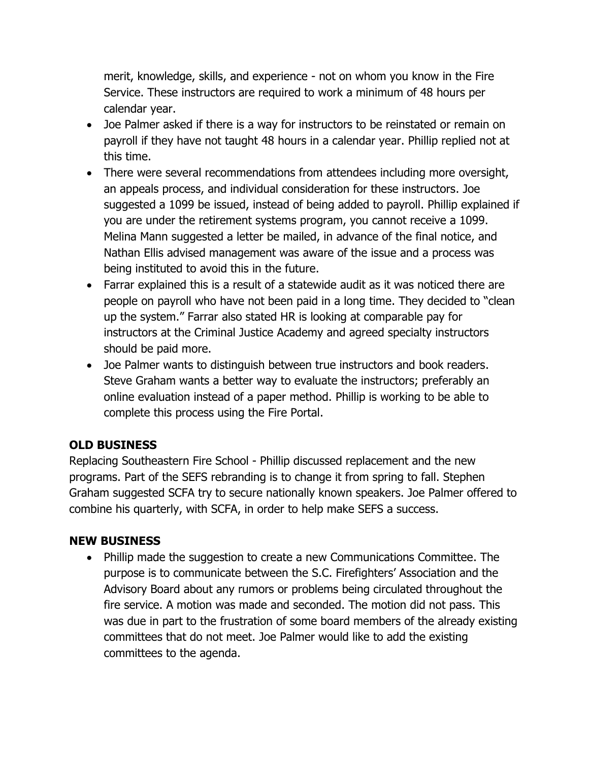merit, knowledge, skills, and experience - not on whom you know in the Fire Service. These instructors are required to work a minimum of 48 hours per calendar year.

- Joe Palmer asked if there is a way for instructors to be reinstated or remain on payroll if they have not taught 48 hours in a calendar year. Phillip replied not at this time.
- There were several recommendations from attendees including more oversight, an appeals process, and individual consideration for these instructors. Joe suggested a 1099 be issued, instead of being added to payroll. Phillip explained if you are under the retirement systems program, you cannot receive a 1099. Melina Mann suggested a letter be mailed, in advance of the final notice, and Nathan Ellis advised management was aware of the issue and a process was being instituted to avoid this in the future.
- Farrar explained this is a result of a statewide audit as it was noticed there are people on payroll who have not been paid in a long time. They decided to "clean up the system." Farrar also stated HR is looking at comparable pay for instructors at the Criminal Justice Academy and agreed specialty instructors should be paid more.
- Joe Palmer wants to distinguish between true instructors and book readers. Steve Graham wants a better way to evaluate the instructors; preferably an online evaluation instead of a paper method. Phillip is working to be able to complete this process using the Fire Portal.

**OLD BUSINESS**

Replacing Southeastern Fire School - Phillip discussed replacement and the new programs. Part of the SEFS rebranding is to change it from spring to fall. Stephen Graham suggested SCFA try to secure nationally known speakers. Joe Palmer offered to combine his quarterly, with SCFA, in order to help make SEFS a success.

**NEW BUSINESS**

- Phillip made the suggestion to create a new Communications Committee. The purpose is to communicate between the S.C. Firefighters' Association and the Advisory Board about any rumors or problems being circulated throughout the fire service. A motion was made and seconded. The motion did not pass. This was due in part to the frustration of some board members of the already existing committees that do not meet. Joe Palmer would like to add the existing committees to the agenda.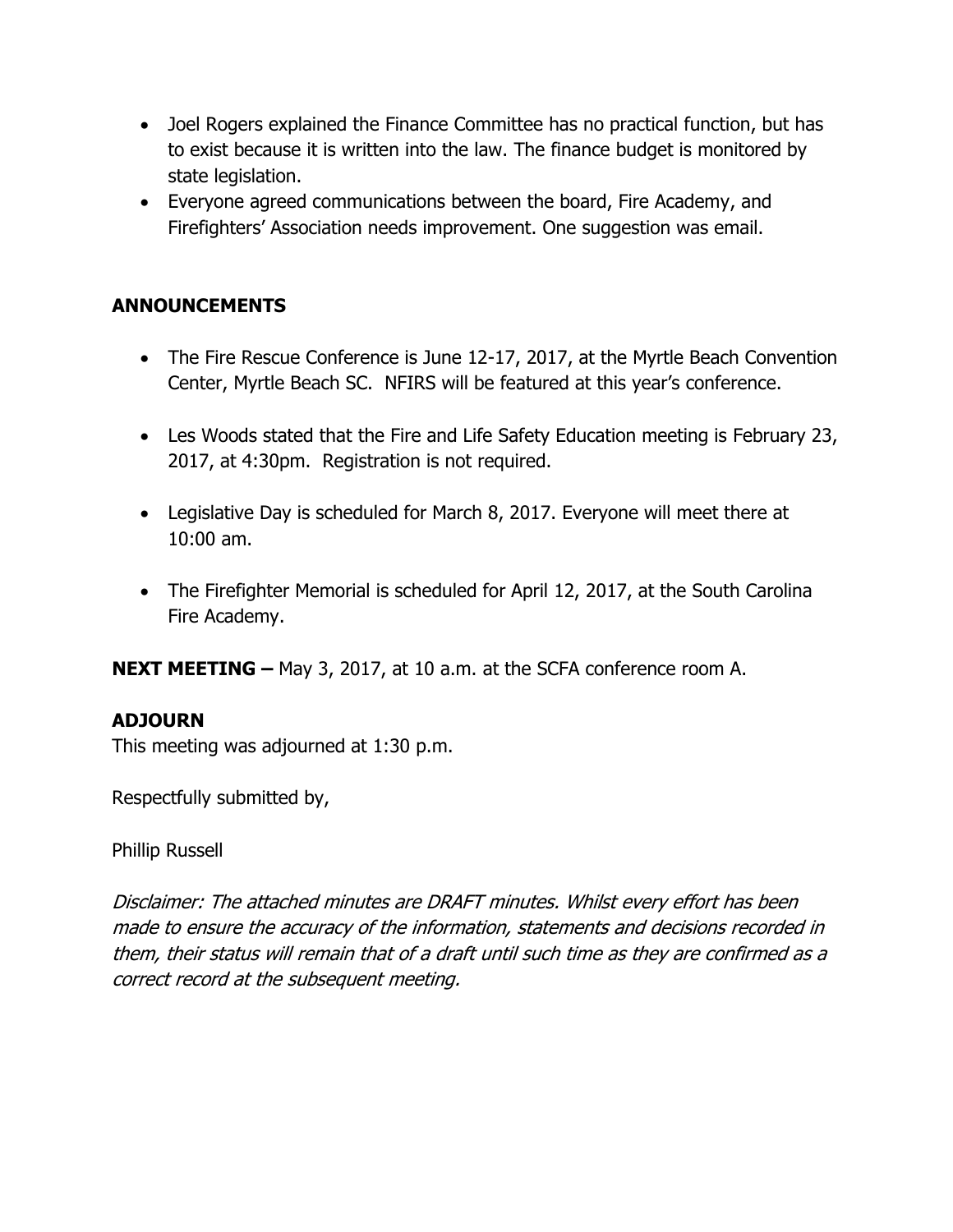- Joel Rogers explained the Finance Committee has no practical function, but has to exist because it is written into the law. The finance budget is monitored by state legislation.
- Everyone agreed communications between the board, Fire Academy, and Firefighters' Association needs improvement. One suggestion was email.

## ANNOUNCEMENTS

- The Fire Rescue Conference is June 12-17, 2017, at the Myrtle Beach Convention Center, Myrtle Beach SC. NFIRS will be featured at this year's conference.

- Les Woods stated that the Fire and Life Safety Education meeting is February 23, 2017, at 4:30pm. Registration is not required.

- Legislative Day is scheduled for March 8, 2017. Everyone will meet there at 10:00 am.

- The Firefighter Memorial is scheduled for April 12, 2017, at the South Carolina Fire Academy.

**NEXT MEETING –** May 3, 2017, at 10 a.m. at the SCFA conference room A.

## ADJOURN

This meeting was adjourned at 1:30 p.m.

Respectfully submitted by,

Phillip Russell

*Disclaimer: The attached minutes are DRAFT minutes. Whilst every effort has been made to ensure the accuracy of the information, statements and decisions recorded in them, their status will remain that of a draft until such time as they are confirmed as a correct record at the subsequent meeting.*